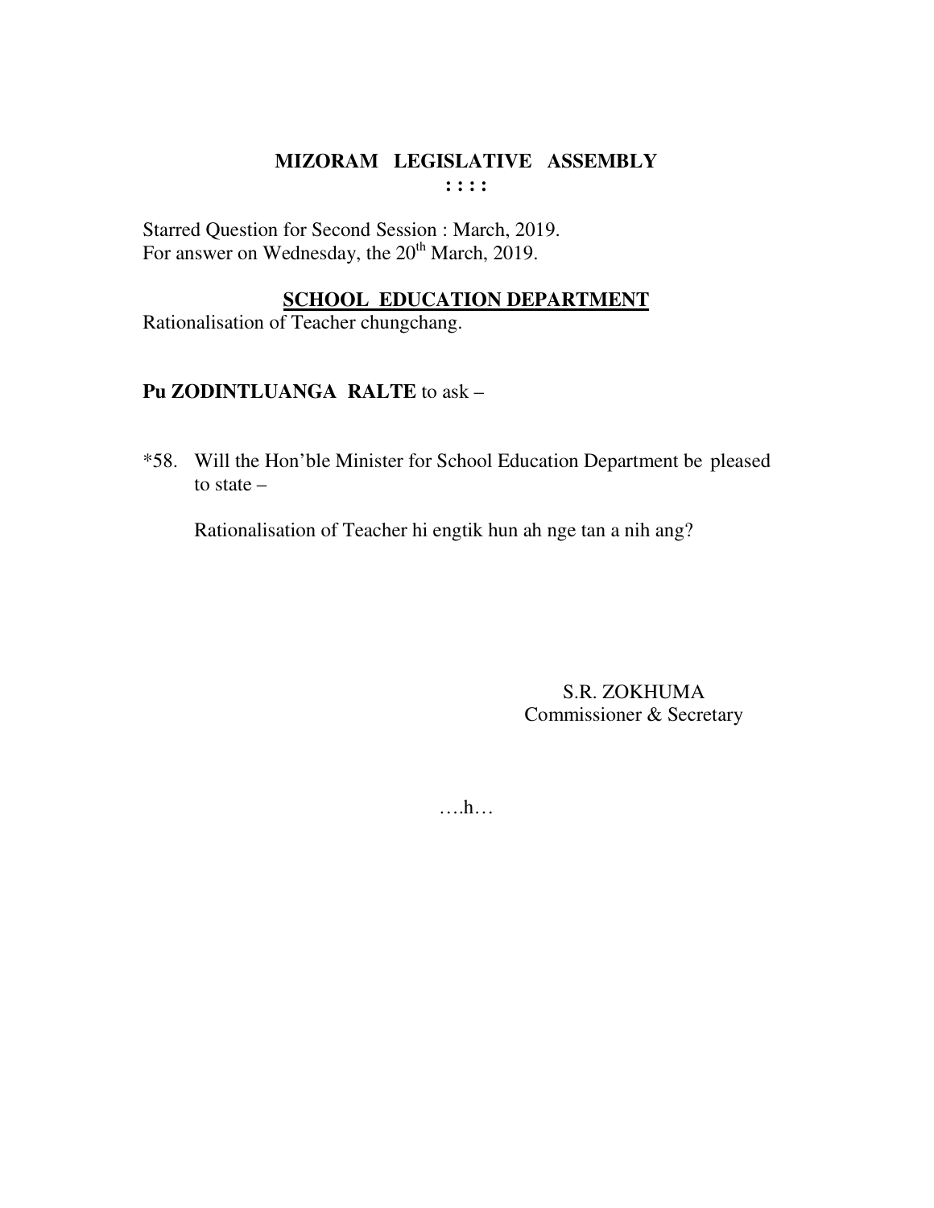# MIZORAM LEGISLATIVE ASSEMBLY

: : : :

Starred Question for Second Session : March, 2019.
For answer on Wednesday, the 20th March, 2019.

## SCHOOL EDUCATION DEPARTMENT

Rationalisation of Teacher chungchang.

**Pu ZODINTLUANGA RALTE** to ask –

*58. Will the Hon'ble Minister for School Education Department be pleased to state –

Rationalisation of Teacher hi engtik hun ah nge tan a nih ang?

S.R. ZOKHUMA
Commissioner & Secretary

….h…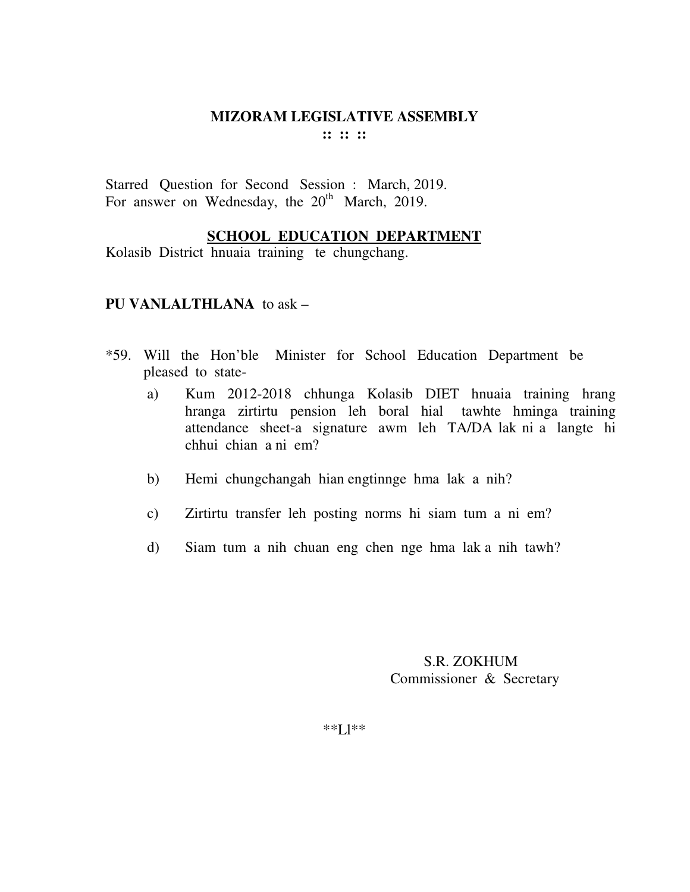# MIZORAM LEGISLATIVE ASSEMBLY

**:: :: ::**

Starred Question for Second Session : March, 2019.
For answer on Wednesday, the 20th March, 2019.

**SCHOOL EDUCATION DEPARTMENT**

Kolasib District hnuaia training te chungchang.

**PU VANLALTHLANA** to ask –

*59. Will the Hon'ble Minister for School Education Department be pleased to state-

a) Kum 2012-2018 chhunga Kolasib DIET hnuaia training hrang hranga zirtirtu pension leh boral hial tawhte hminga training attendance sheet-a signature awm leh TA/DA lak ni a langte hi chhui chian a ni em?

b) Hemi chungchangah hian engtinnge hma lak a nih?

c) Zirtirtu transfer leh posting norms hi siam tum a ni em?

d) Siam tum a nih chuan eng chen nge hma lak a nih tawh?

S.R. ZOKHUM
Commissioner & Secretary

**Ll**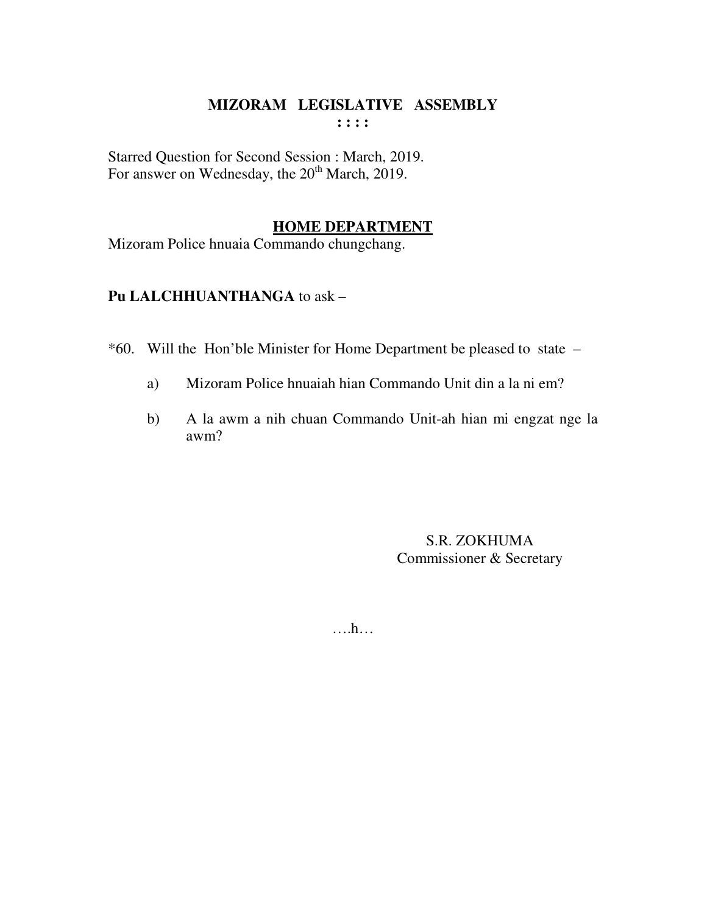# MIZORAM LEGISLATIVE ASSEMBLY

**: : : :**

Starred Question for Second Session : March, 2019.
For answer on Wednesday, the 20th March, 2019.

## HOME DEPARTMENT

Mizoram Police hnuaia Commando chungchang.

**Pu LALCHHUANTHANGA** to ask –

*60. Will the Hon'ble Minister for Home Department be pleased to state –

a) Mizoram Police hnuaiah hian Commando Unit din a la ni em?

b) A la awm a nih chuan Commando Unit-ah hian mi engzat nge la awm?

S.R. ZOKHUMA
Commissioner & Secretary

….h…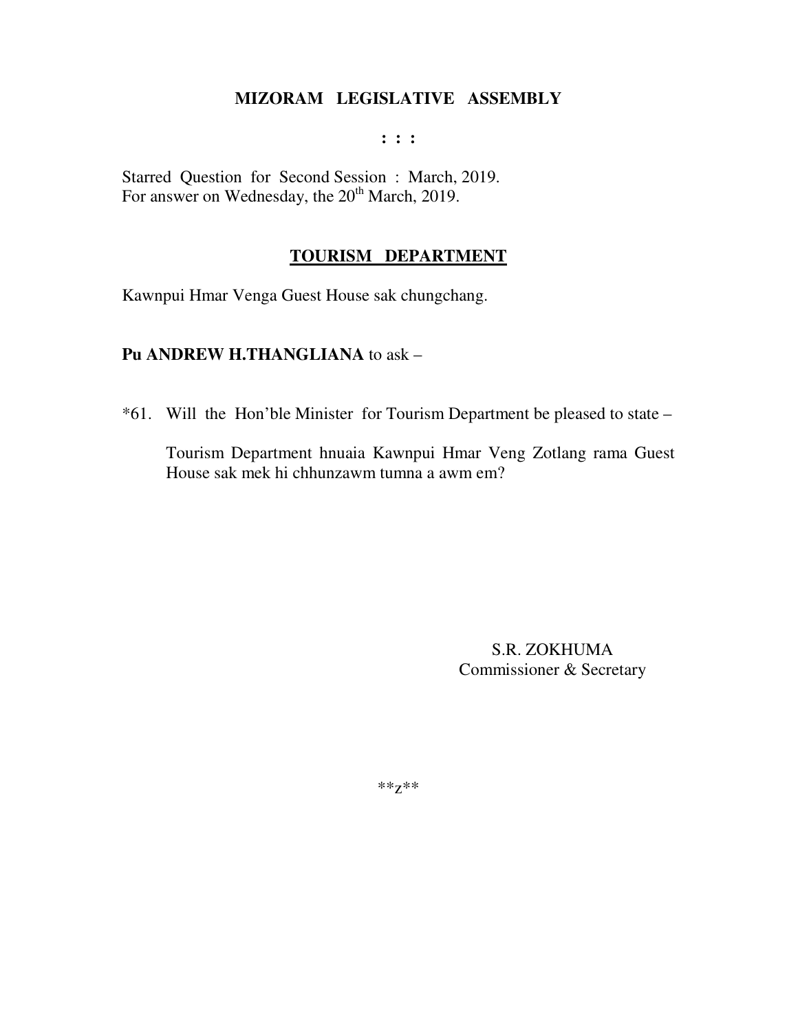**MIZORAM LEGISLATIVE ASSEMBLY**

**: : :**

Starred Question for Second Session : March, 2019.
For answer on Wednesday, the 20th March, 2019.

**TOURISM DEPARTMENT**

Kawnpui Hmar Venga Guest House sak chungchang.

**Pu ANDREW H.THANGLIANA** to ask –

*61. Will the Hon'ble Minister for Tourism Department be pleased to state –

Tourism Department hnuaia Kawnpui Hmar Veng Zotlang rama Guest House sak mek hi chhunzawm tumna a awm em?

S.R. ZOKHUMA
Commissioner & Secretary

**z**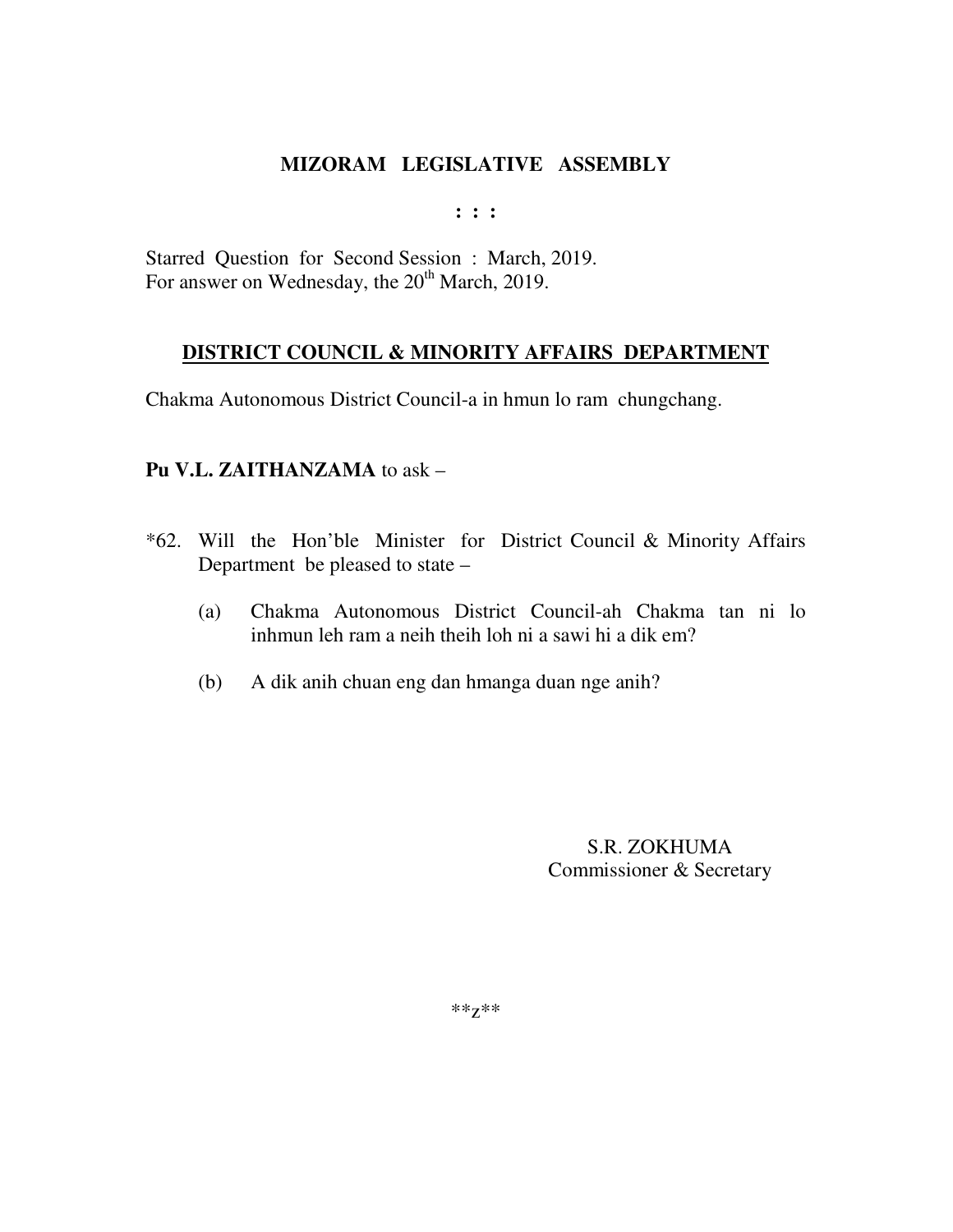**MIZORAM LEGISLATIVE ASSEMBLY**

**: : :**

Starred Question for Second Session : March, 2019.
For answer on Wednesday, the 20th March, 2019.

**DISTRICT COUNCIL & MINORITY AFFAIRS DEPARTMENT**

Chakma Autonomous District Council-a in hmun lo ram chungchang.

**Pu V.L. ZAITHANZAMA** to ask –

*62. Will the Hon'ble Minister for District Council & Minority Affairs Department be pleased to state –

(a) Chakma Autonomous District Council-ah Chakma tan ni lo inhmun leh ram a neih theih loh ni a sawi hi a dik em?

(b) A dik anih chuan eng dan hmanga duan nge anih?

S.R. ZOKHUMA
Commissioner & Secretary

**z**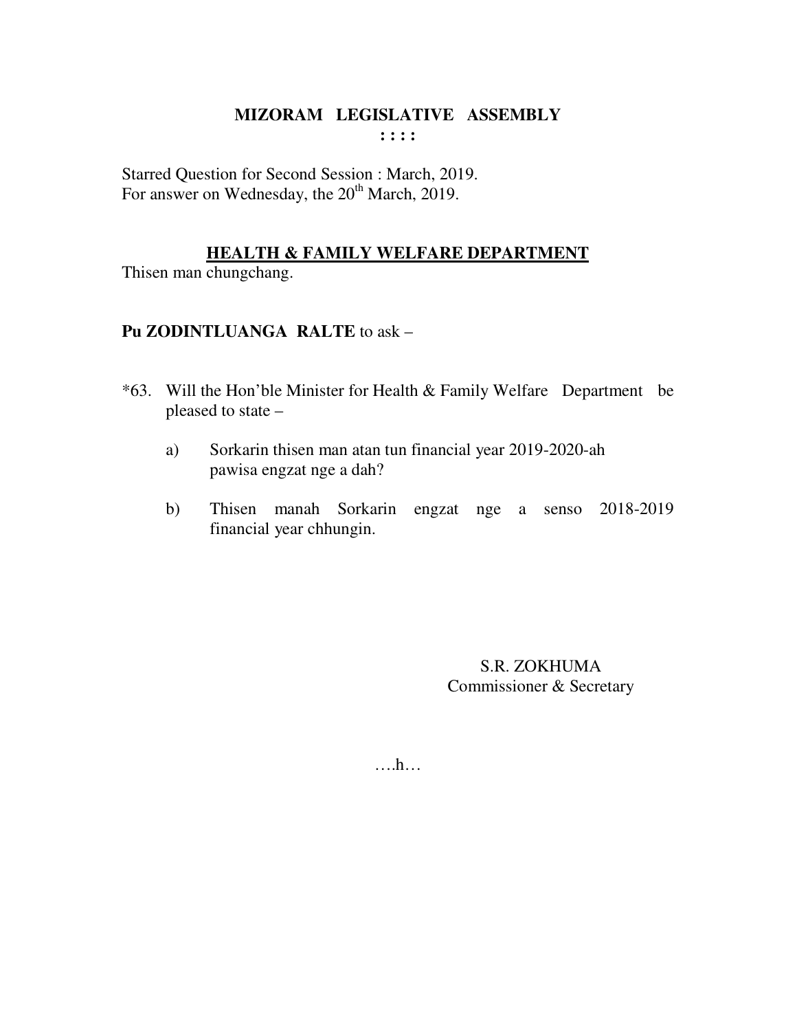# MIZORAM LEGISLATIVE ASSEMBLY

: : : :

Starred Question for Second Session : March, 2019.
For answer on Wednesday, the 20th March, 2019.

## HEALTH & FAMILY WELFARE DEPARTMENT

Thisen man chungchang.

**Pu ZODINTLUANGA RALTE** to ask –

*63. Will the Hon'ble Minister for Health & Family Welfare Department be pleased to state –

a) Sorkarin thisen man atan tun financial year 2019-2020-ah pawisa engzat nge a dah?

b) Thisen manah Sorkarin engzat nge a senso 2018-2019 financial year chhungin.

S.R. ZOKHUMA
Commissioner & Secretary

….h…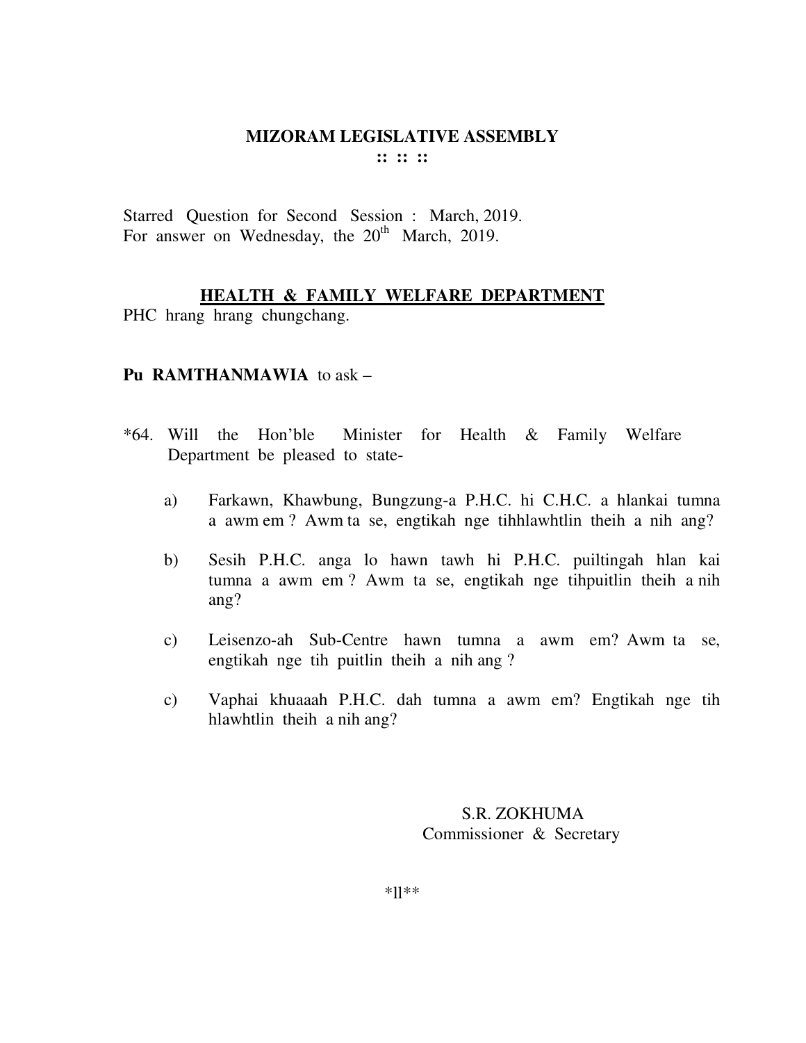# MIZORAM LEGISLATIVE ASSEMBLY

:: :: ::

Starred Question for Second Session : March, 2019.
For answer on Wednesday, the 20th March, 2019.

## HEALTH & FAMILY WELFARE DEPARTMENT

PHC hrang hrang chungchang.

**Pu RAMTHANMAWIA** to ask –

*64. Will the Hon'ble Minister for Health & Family Welfare Department be pleased to state-

a) Farkawn, Khawbung, Bungzung-a P.H.C. hi C.H.C. a hlankai tumna a awm em ? Awm ta se, engtikah nge tihhlawhtlin theih a nih ang?

b) Sesih P.H.C. anga lo hawn tawh hi P.H.C. puiltingah hlan kai tumna a awm em ? Awm ta se, engtikah nge tihpuitlin theih a nih ang?

c) Leisenzo-ah Sub-Centre hawn tumna a awm em? Awm ta se, engtikah nge tih puitlin theih a nih ang ?

c) Vaphai khuaaah P.H.C. dah tumna a awm em? Engtikah nge tih hlawhtlin theih a nih ang?

S.R. ZOKHUMA
Commissioner & Secretary

*ll**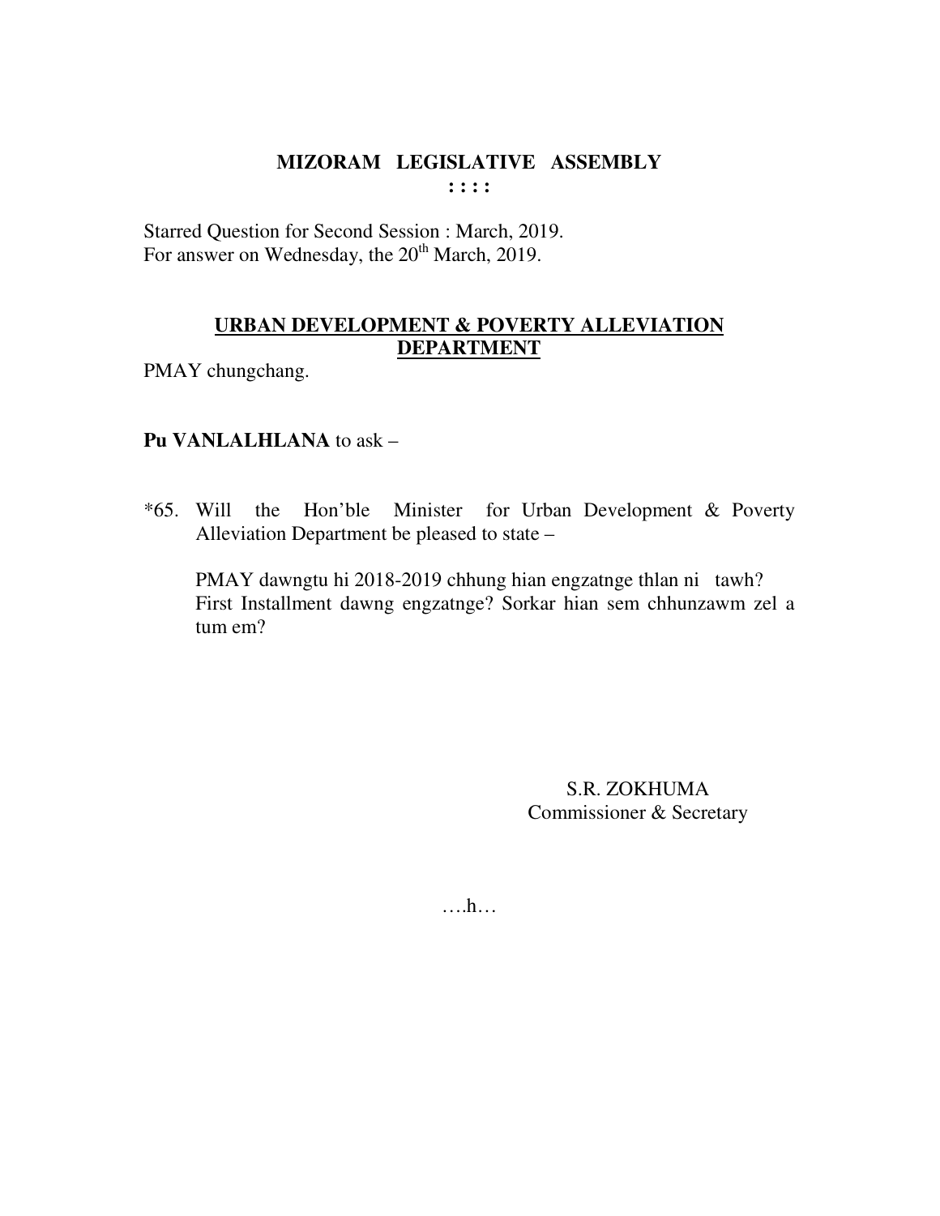# MIZORAM LEGISLATIVE ASSEMBLY

**: : : :**

Starred Question for Second Session : March, 2019.
For answer on Wednesday, the 20th March, 2019.

## URBAN DEVELOPMENT & POVERTY ALLEVIATION DEPARTMENT

PMAY chungchang.

**Pu VANLALHLANA** to ask –

*65. Will the Hon'ble Minister for Urban Development & Poverty Alleviation Department be pleased to state –

PMAY dawngtu hi 2018-2019 chhung hian engzatnge thlan ni tawh? First Installment dawng engzatnge? Sorkar hian sem chhunzawm zel a tum em?

S.R. ZOKHUMA
Commissioner & Secretary

….h…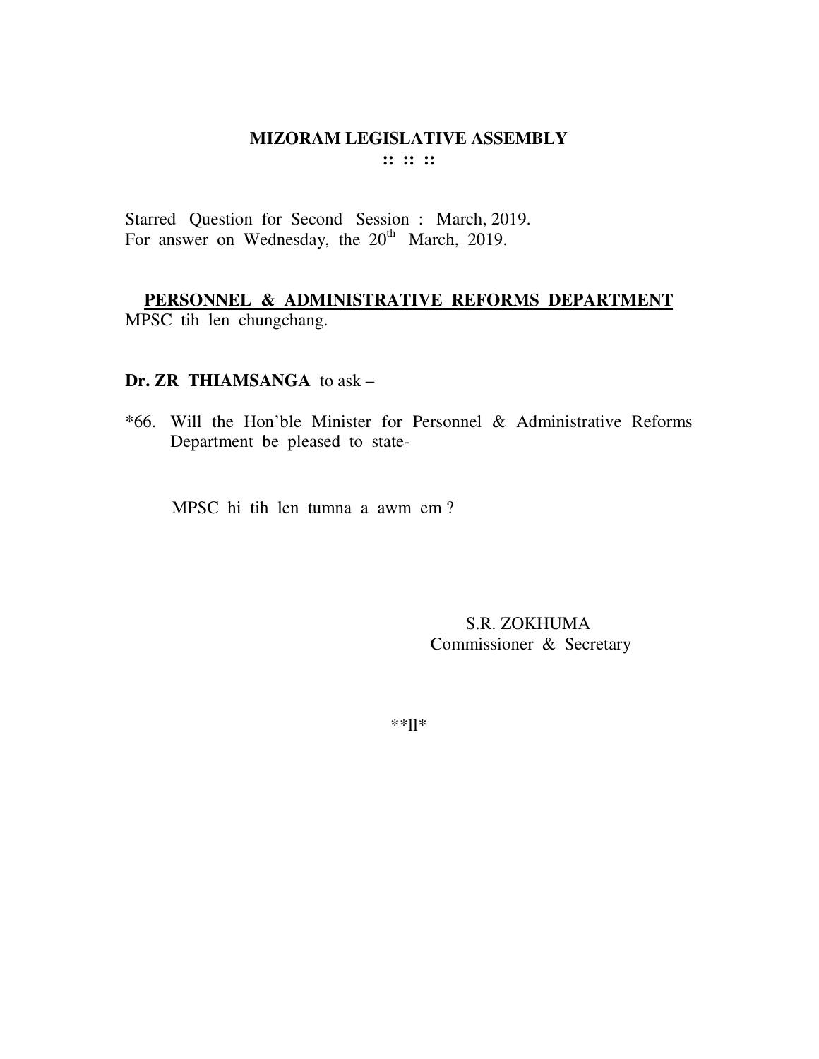# MIZORAM LEGISLATIVE ASSEMBLY

**:: :: ::**

Starred Question for Second Session : March, 2019.
For answer on Wednesday, the 20th March, 2019.

**PERSONNEL & ADMINISTRATIVE REFORMS DEPARTMENT**
MPSC tih len chungchang.

**Dr. ZR THIAMSANGA** to ask –

*66. Will the Hon'ble Minister for Personnel & Administrative Reforms Department be pleased to state-

MPSC hi tih len tumna a awm em ?

S.R. ZOKHUMA
Commissioner & Secretary

**ll*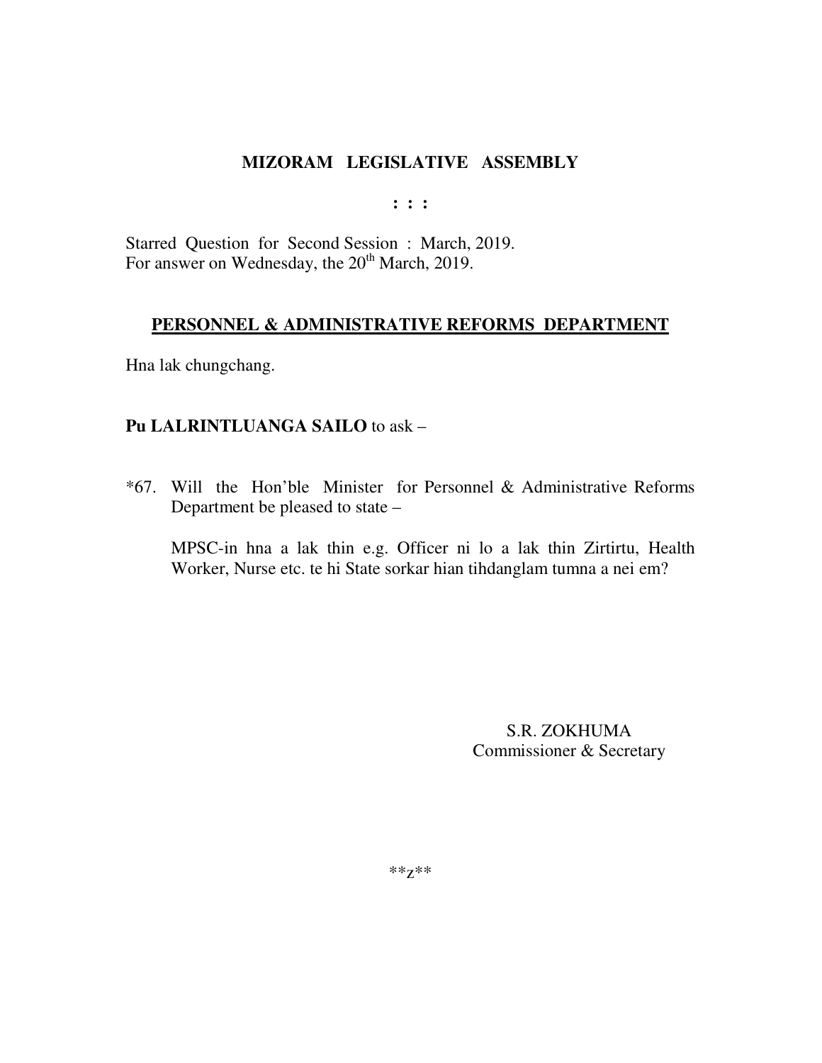**MIZORAM LEGISLATIVE ASSEMBLY**

**: : :**

Starred Question for Second Session : March, 2019.
For answer on Wednesday, the 20th March, 2019.

**PERSONNEL & ADMINISTRATIVE REFORMS DEPARTMENT**

Hna lak chungchang.

**Pu LALRINTLUANGA SAILO** to ask –

*67. Will the Hon'ble Minister for Personnel & Administrative Reforms Department be pleased to state –

MPSC-in hna a lak thin e.g. Officer ni lo a lak thin Zirtirtu, Health Worker, Nurse etc. te hi State sorkar hian tihdanglam tumna a nei em?

S.R. ZOKHUMA
Commissioner & Secretary

**z**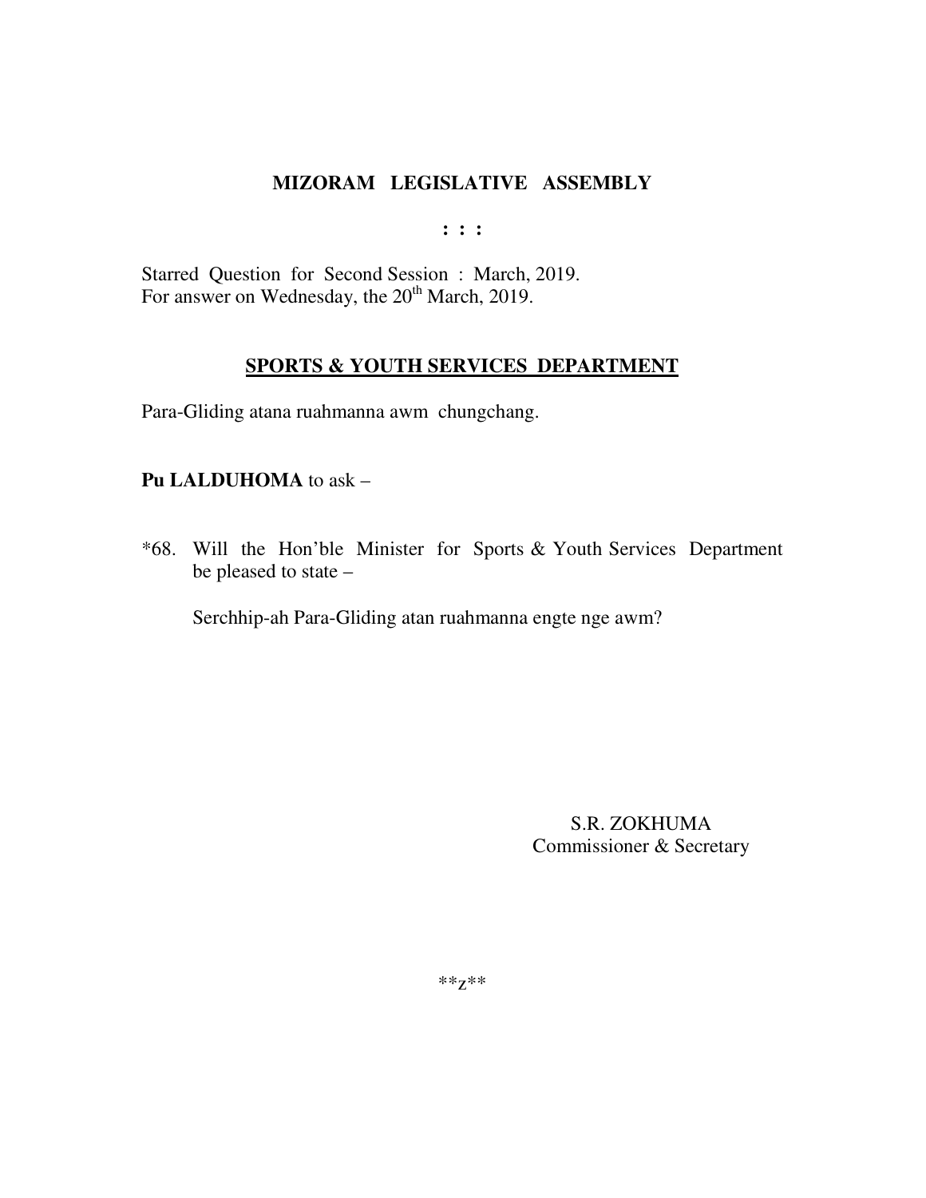**MIZORAM LEGISLATIVE ASSEMBLY**

**: : :**

Starred Question for Second Session : March, 2019.
For answer on Wednesday, the 20th March, 2019.

**<u>SPORTS & YOUTH SERVICES DEPARTMENT</u>**

Para-Gliding atana ruahmanna awm chungchang.

**Pu LALDUHOMA** to ask –

*68. Will the Hon'ble Minister for Sports & Youth Services Department be pleased to state –

Serchhip-ah Para-Gliding atan ruahmanna engte nge awm?

S.R. ZOKHUMA
Commissioner & Secretary

**z**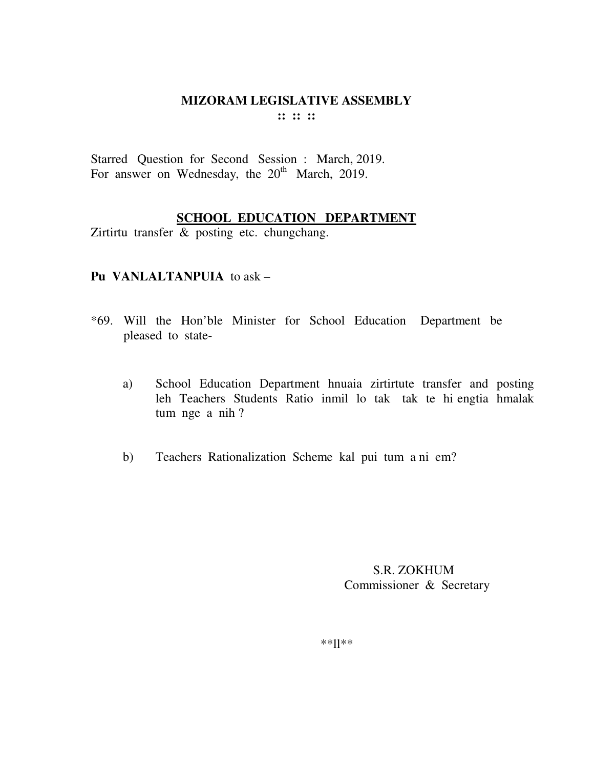# MIZORAM LEGISLATIVE ASSEMBLY

:: :: ::

Starred Question for Second Session : March, 2019.
For answer on Wednesday, the 20th March, 2019.

## SCHOOL EDUCATION DEPARTMENT

Zirtirtu transfer & posting etc. chungchang.

**Pu VANLALTANPUIA** to ask –

*69. Will the Hon'ble Minister for School Education Department be pleased to state-

a) School Education Department hnuaia zirtirtute transfer and posting leh Teachers Students Ratio inmil lo tak tak te hi engtia hmalak tum nge a nih ?

b) Teachers Rationalization Scheme kal pui tum a ni em?

S.R. ZOKHUM
Commissioner & Secretary

**ll**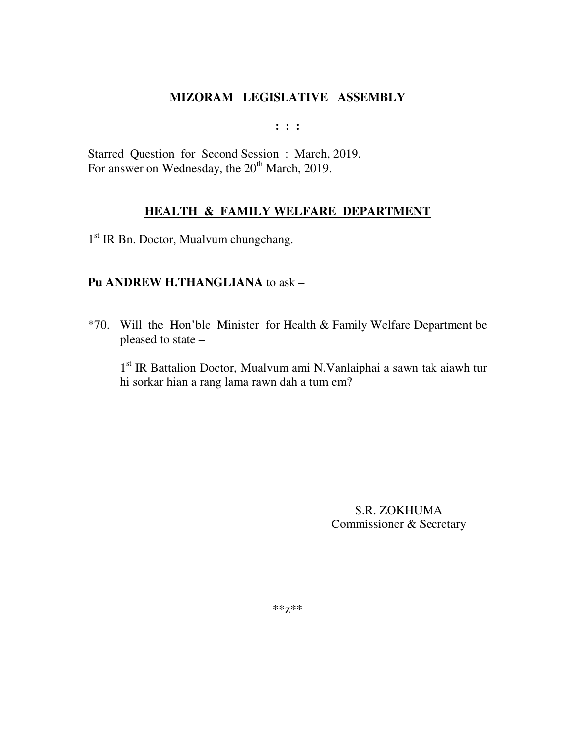# MIZORAM LEGISLATIVE ASSEMBLY

**: : :**

Starred Question for Second Session : March, 2019.
For answer on Wednesday, the 20th March, 2019.

## HEALTH & FAMILY WELFARE DEPARTMENT

1st IR Bn. Doctor, Mualvum chungchang.

**Pu ANDREW H.THANGLIANA** to ask –

*70. Will the Hon'ble Minister for Health & Family Welfare Department be pleased to state –

1st IR Battalion Doctor, Mualvum ami N.Vanlaiphai a sawn tak aiawh tur hi sorkar hian a rang lama rawn dah a tum em?

S.R. ZOKHUMA
Commissioner & Secretary

**z**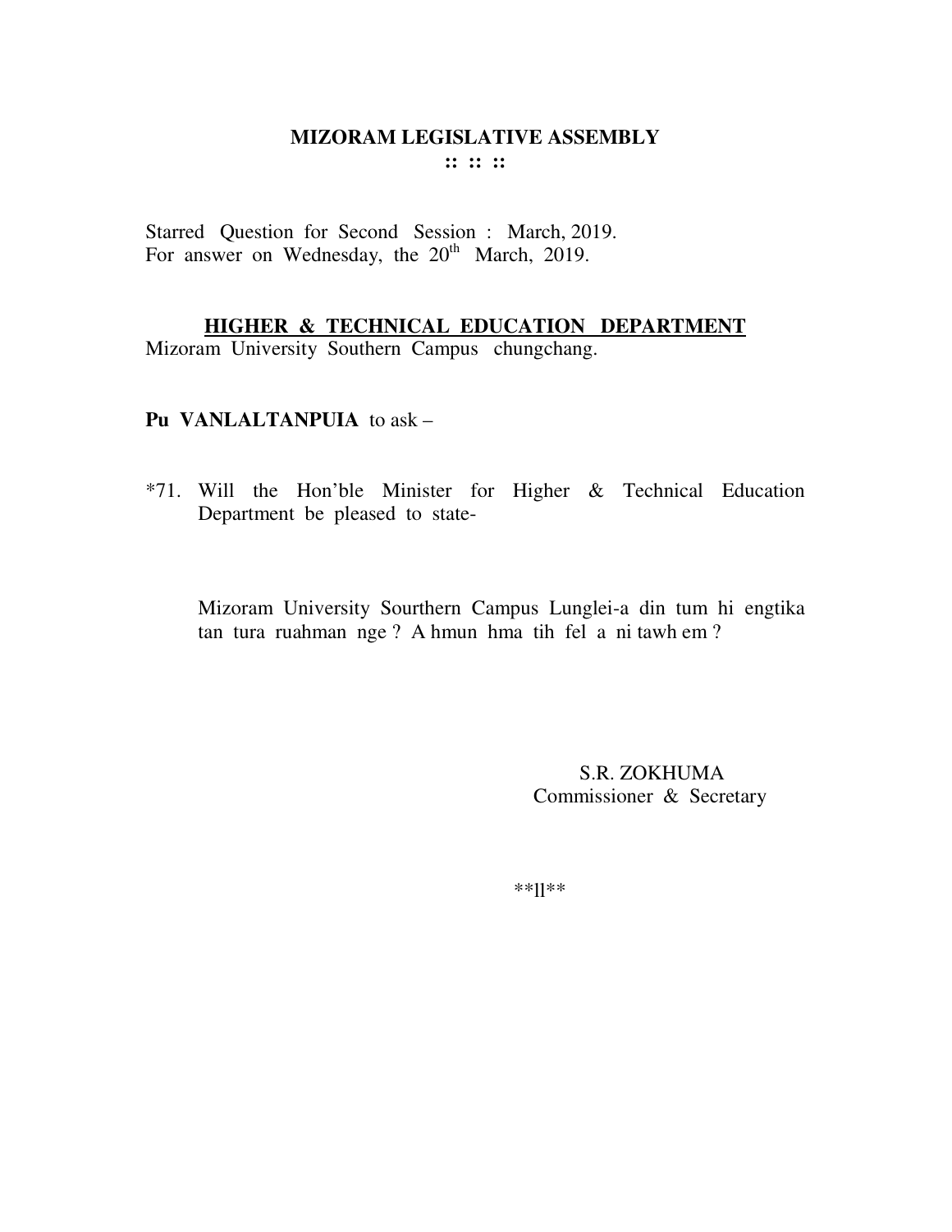# MIZORAM LEGISLATIVE ASSEMBLY

:: :: ::

Starred Question for Second Session : March, 2019.
For answer on Wednesday, the 20th March, 2019.

## HIGHER & TECHNICAL EDUCATION DEPARTMENT

Mizoram University Southern Campus chungchang.

**Pu VANLALTANPUIA** to ask –

*71. Will the Hon'ble Minister for Higher & Technical Education Department be pleased to state-

Mizoram University Sourthern Campus Lunglei-a din tum hi engtika tan tura ruahman nge ? A hmun hma tih fel a ni tawh em ?

S.R. ZOKHUMA
Commissioner & Secretary

**ll**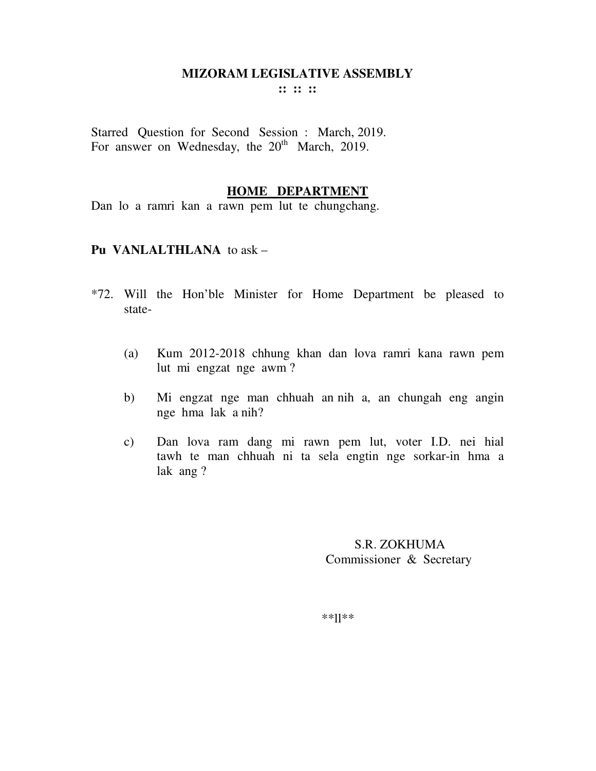# MIZORAM LEGISLATIVE ASSEMBLY

:: :: ::

Starred Question for Second Session : March, 2019.
For answer on Wednesday, the 20th March, 2019.

## HOME DEPARTMENT

Dan lo a ramri kan a rawn pem lut te chungchang.

**Pu VANLALTHLANA** to ask –

*72. Will the Hon'ble Minister for Home Department be pleased to state-

(a) Kum 2012-2018 chhung khan dan lova ramri kana rawn pem lut mi engzat nge awm ?

b) Mi engzat nge man chhuah an nih a, an chungah eng angin nge hma lak a nih?

c) Dan lova ram dang mi rawn pem lut, voter I.D. nei hial tawh te man chhuah ni ta sela engtin nge sorkar-in hma a lak ang ?

S.R. ZOKHUMA
Commissioner & Secretary

**ll**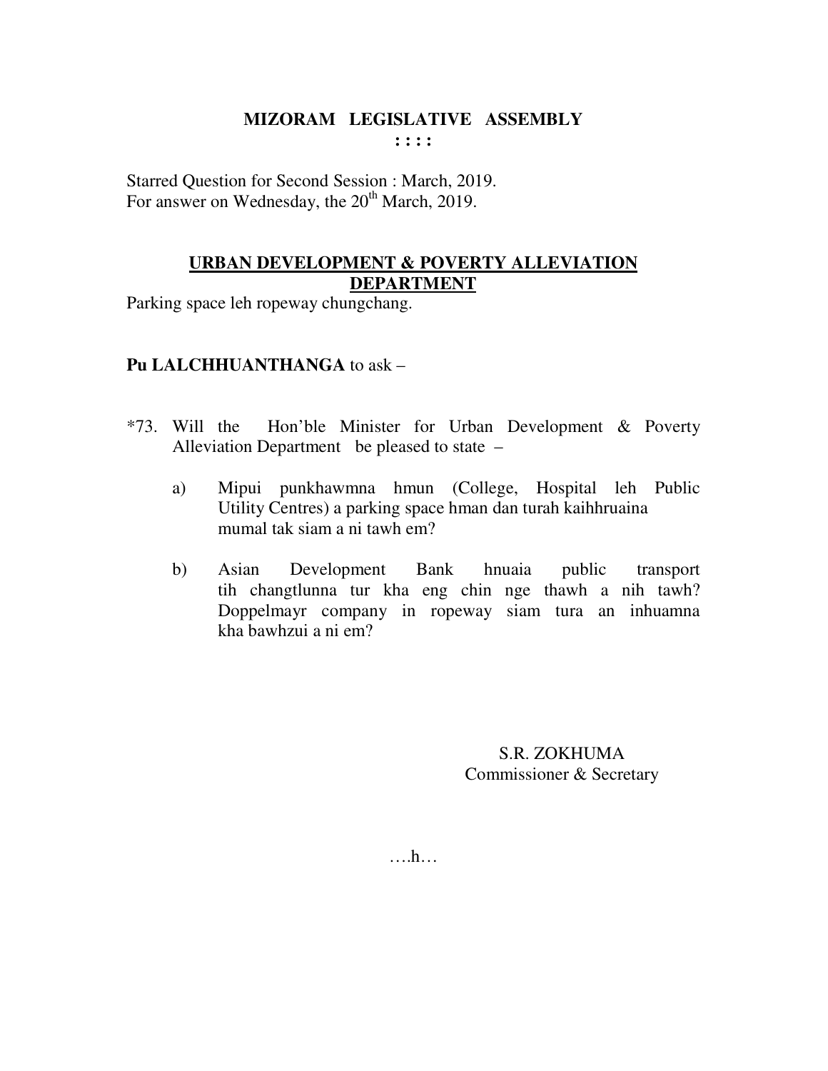# MIZORAM LEGISLATIVE ASSEMBLY

**: : : :**

Starred Question for Second Session : March, 2019.
For answer on Wednesday, the 20th March, 2019.

## URBAN DEVELOPMENT & POVERTY ALLEVIATION DEPARTMENT

Parking space leh ropeway chungchang.

**Pu LALCHHUANTHANGA** to ask –

*73. Will the Hon'ble Minister for Urban Development & Poverty Alleviation Department be pleased to state –

a) Mipui punkhawmna hmun (College, Hospital leh Public Utility Centres) a parking space hman dan turah kaihhruaina mumal tak siam a ni tawh em?

b) Asian Development Bank hnuaia public transport tih changtlunna tur kha eng chin nge thawh a nih tawh? Doppelmayr company in ropeway siam tura an inhuamna kha bawhzui a ni em?

S.R. ZOKHUMA
Commissioner & Secretary

….h…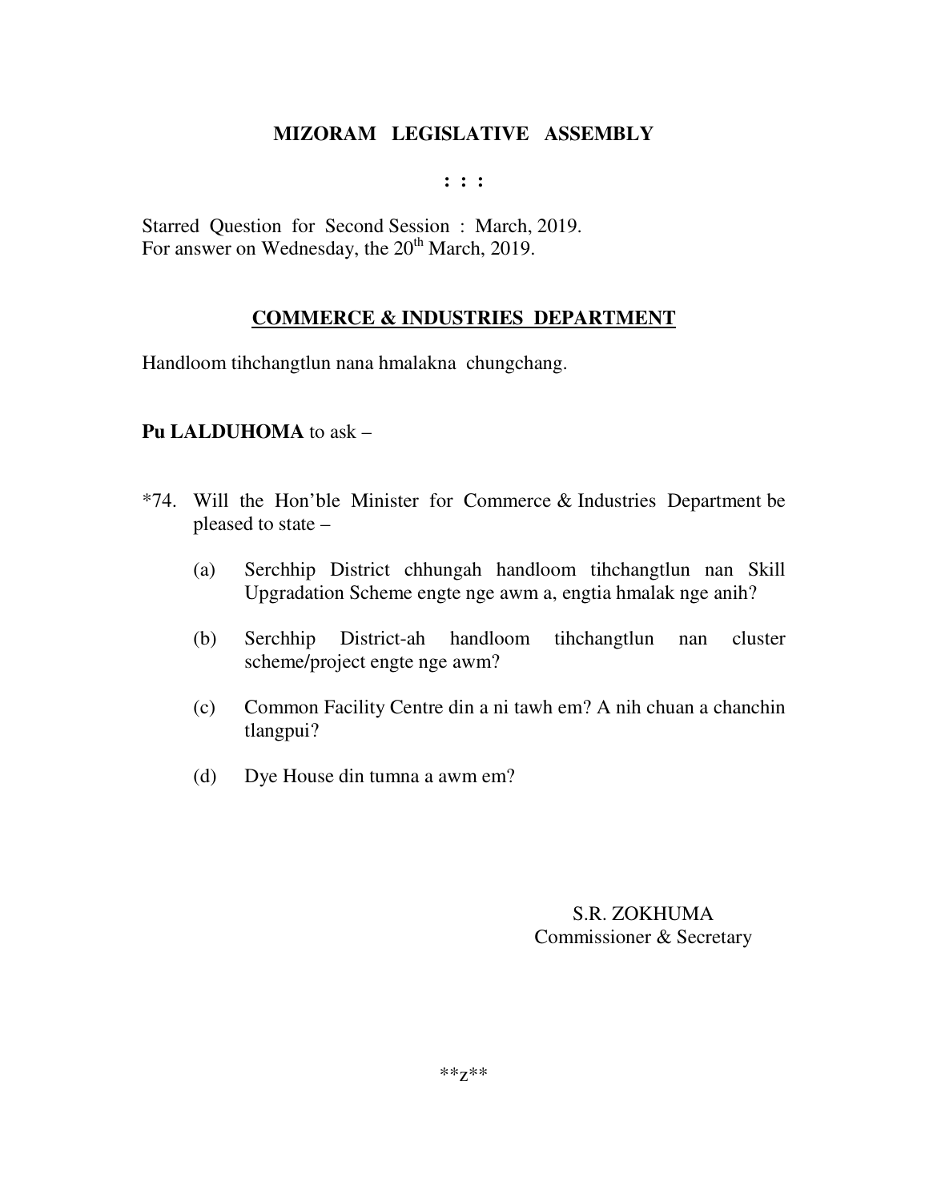**MIZORAM LEGISLATIVE ASSEMBLY**

**: : :**

Starred Question for Second Session : March, 2019.
For answer on Wednesday, the 20th March, 2019.

**COMMERCE & INDUSTRIES DEPARTMENT**

Handloom tihchangtlun nana hmalakna chungchang.

**Pu LALDUHOMA** to ask –

*74. Will the Hon'ble Minister for Commerce & Industries Department be pleased to state –

(a) Serchhip District chhungah handloom tihchangtlun nan Skill Upgradation Scheme engte nge awm a, engtia hmalak nge anih?

(b) Serchhip District-ah handloom tihchangtlun nan cluster scheme/project engte nge awm?

(c) Common Facility Centre din a ni tawh em? A nih chuan a chanchin tlangpui?

(d) Dye House din tumna a awm em?

S.R. ZOKHUMA
Commissioner & Secretary

**z**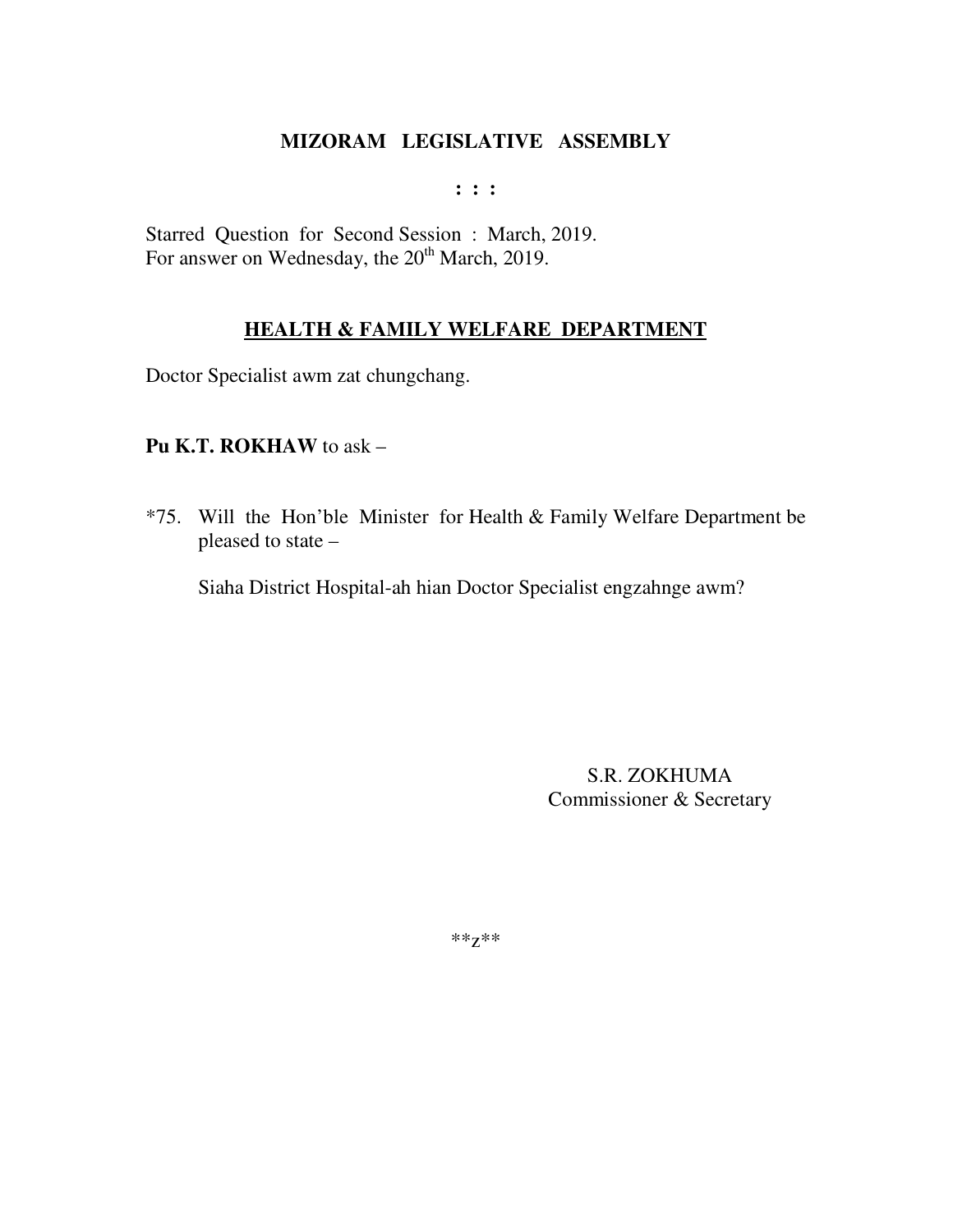**MIZORAM LEGISLATIVE ASSEMBLY**

**: : :**

Starred Question for Second Session : March, 2019.
For answer on Wednesday, the 20th March, 2019.

**HEALTH & FAMILY WELFARE DEPARTMENT**

Doctor Specialist awm zat chungchang.

**Pu K.T. ROKHAW** to ask –

*75. Will the Hon'ble Minister for Health & Family Welfare Department be pleased to state –

Siaha District Hospital-ah hian Doctor Specialist engzahnge awm?

S.R. ZOKHUMA
Commissioner & Secretary

**z**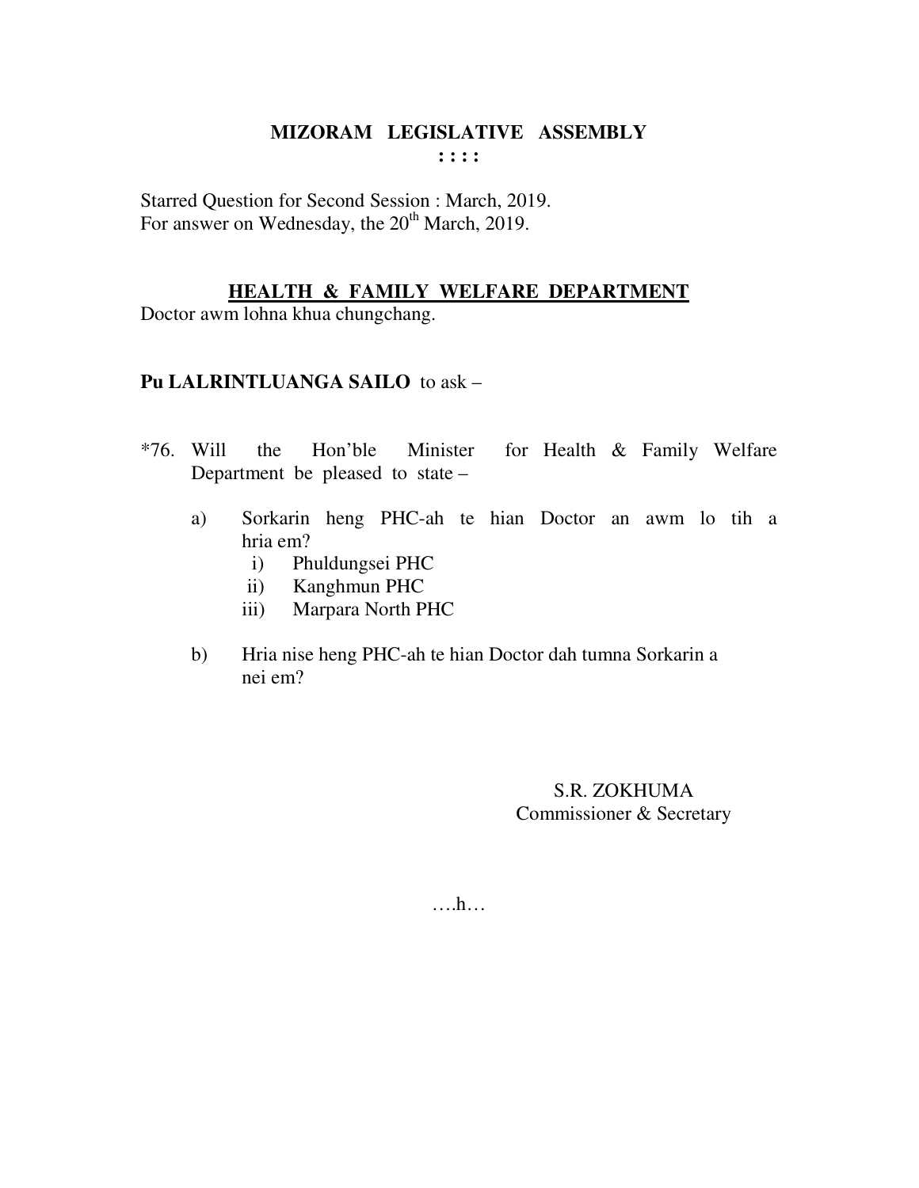# MIZORAM LEGISLATIVE ASSEMBLY

**: : : :**

Starred Question for Second Session : March, 2019.
For answer on Wednesday, the 20th March, 2019.

## HEALTH & FAMILY WELFARE DEPARTMENT

Doctor awm lohna khua chungchang.

**Pu LALRINTLUANGA SAILO** to ask –

*76. Will the Hon'ble Minister for Health & Family Welfare Department be pleased to state –

a) Sorkarin heng PHC-ah te hian Doctor an awm lo tih a hria em?

   i) Phuldungsei PHC
   ii) Kanghmun PHC
   iii) Marpara North PHC

b) Hria nise heng PHC-ah te hian Doctor dah tumna Sorkarin a nei em?

S.R. ZOKHUMA
Commissioner & Secretary

….h…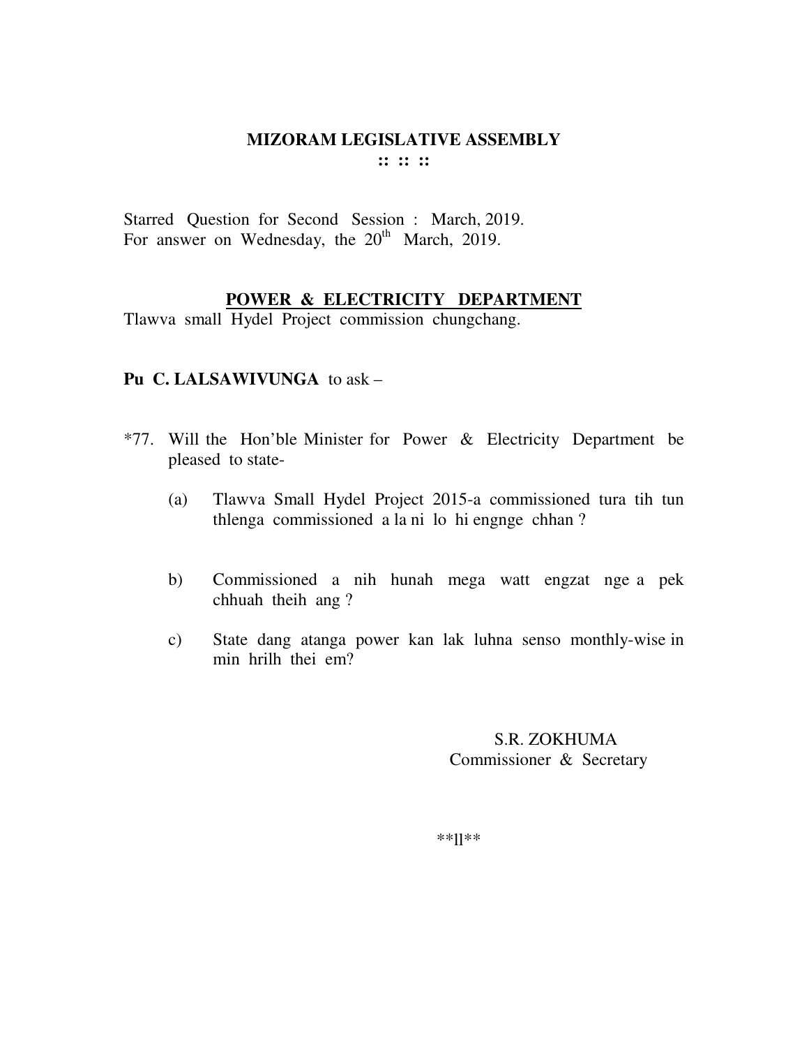# MIZORAM LEGISLATIVE ASSEMBLY

:: :: ::

Starred Question for Second Session : March, 2019.
For answer on Wednesday, the 20th March, 2019.

## POWER & ELECTRICITY DEPARTMENT

Tlawva small Hydel Project commission chungchang.

**Pu C. LALSAWIVUNGA** to ask –

*77. Will the Hon'ble Minister for Power & Electricity Department be pleased to state-

(a) Tlawva Small Hydel Project 2015-a commissioned tura tih tun thlenga commissioned a la ni lo hi engnge chhan ?

b) Commissioned a nih hunah mega watt engzat nge a pek chhuah theih ang ?

c) State dang atanga power kan lak luhna senso monthly-wise in min hrilh thei em?

S.R. ZOKHUMA
Commissioner & Secretary

**ll**